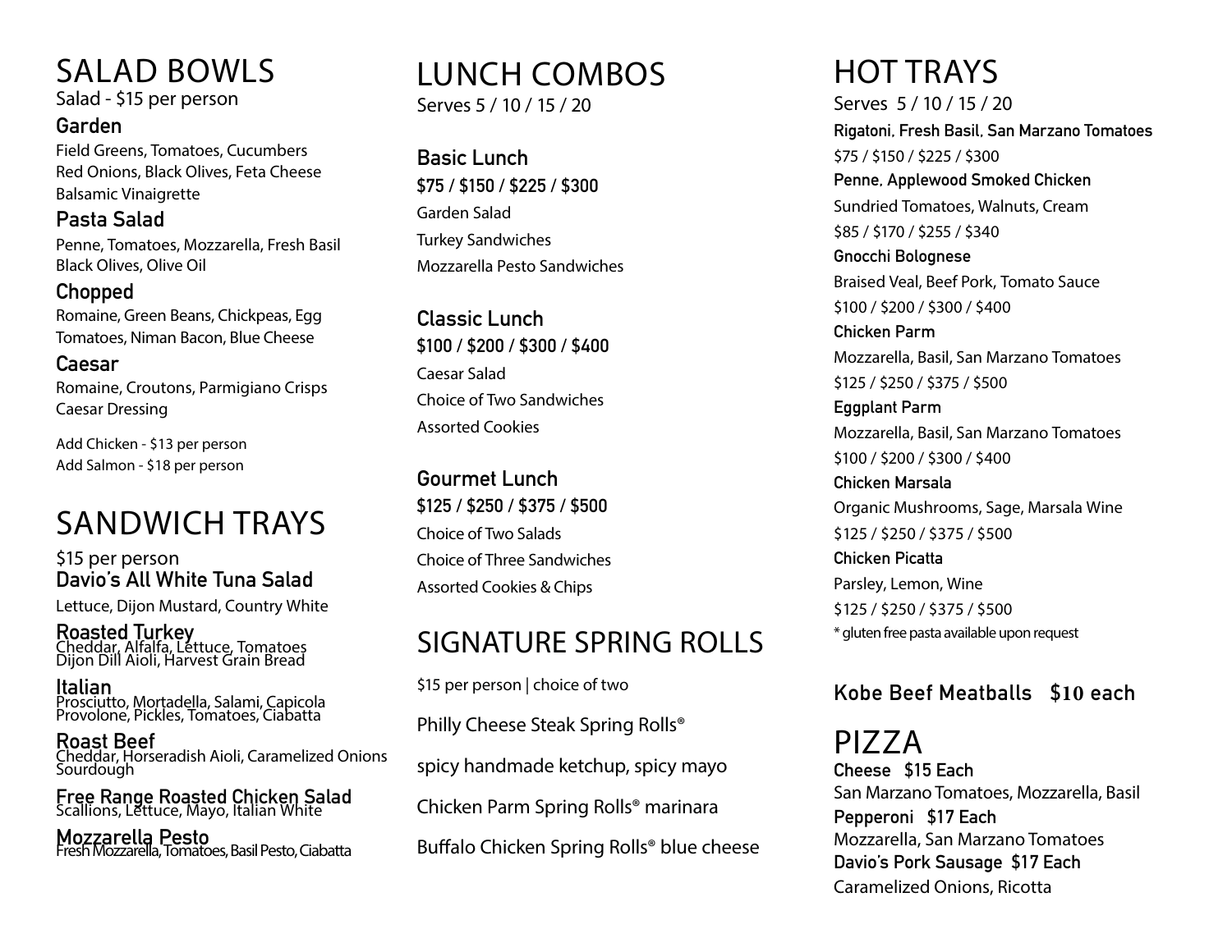# SALAD BOWLS

Salad - $15 per person

### Garden

Field Greens, Tomatoes, Cucumbers
Red Onions, Black Olives, Feta Cheese
Balsamic Vinaigrette

### Pasta Salad

Penne, Tomatoes, Mozzarella, Fresh Basil
Black Olives, Olive Oil

### Chopped

Romaine, Green Beans, Chickpeas, Egg
Tomatoes, Niman Bacon, Blue Cheese

### Caesar

Romaine, Croutons, Parmigiano Crisps
Caesar Dressing

Add Chicken - $13 per person
Add Salmon - $18 per person

# SANDWICH TRAYS

$15 per person

### Davio's All White Tuna Salad

Lettuce, Dijon Mustard, Country White

### Roasted Turkey

Cheddar, Alfalfa, Lettuce, Tomatoes
Dijon Dill Aioli, Harvest Grain Bread

### Italian

Prosciutto, Mortadella, Salami, Capicola
Provolone, Pickles, Tomatoes, Ciabatta

### Roast Beef

Cheddar, Horseradish Aioli, Caramelized Onions
Sourdough

### Free Range Roasted Chicken Salad

Scallions, Lettuce, Mayo, Italian White

### Mozzarella Pesto

Fresh Mozzarella, Tomatoes, Basil Pesto, Ciabatta

# LUNCH COMBOS

Serves 5 / 10 / 15 / 20

### Basic Lunch

**$75 / $150 / $225 / $300**

Garden Salad
Turkey Sandwiches
Mozzarella Pesto Sandwiches

### Classic Lunch

**$100 / $200 / $300 / $400**

Caesar Salad
Choice of Two Sandwiches
Assorted Cookies

### Gourmet Lunch

**$125 / $250 / $375 / $500**

Choice of Two Salads
Choice of Three Sandwiches
Assorted Cookies & Chips

# SIGNATURE SPRING ROLLS

$15 per person | choice of two

Philly Cheese Steak Spring Rolls®

spicy handmade ketchup, spicy mayo

Chicken Parm Spring Rolls® marinara

Buffalo Chicken Spring Rolls® blue cheese

# HOT TRAYS

Serves 5 / 10 / 15 / 20

### Rigatoni, Fresh Basil, San Marzano Tomatoes

$75 / $150 / $225 / $300

### Penne, Applewood Smoked Chicken

Sundried Tomatoes, Walnuts, Cream
$85 / $170 / $255 / $340

### Gnocchi Bolognese

Braised Veal, Beef Pork, Tomato Sauce
$100 / $200 / $300 / $400

### Chicken Parm

Mozzarella, Basil, San Marzano Tomatoes
$125 / $250 / $375 / $500

### Eggplant Parm

Mozzarella, Basil, San Marzano Tomatoes
$100 / $200 / $300 / $400

### Chicken Marsala

Organic Mushrooms, Sage, Marsala Wine
$125 / $250 / $375 / $500

### Chicken Picatta

Parsley, Lemon, Wine
$125 / $250 / $375 / $500

* gluten free pasta available upon request

### Kobe Beef Meatballs $10 each

# PIZZA

**Cheese $15 Each**
San Marzano Tomatoes, Mozzarella, Basil

**Pepperoni $17 Each**
Mozzarella, San Marzano Tomatoes

**Davio's Pork Sausage $17 Each**
Caramelized Onions, Ricotta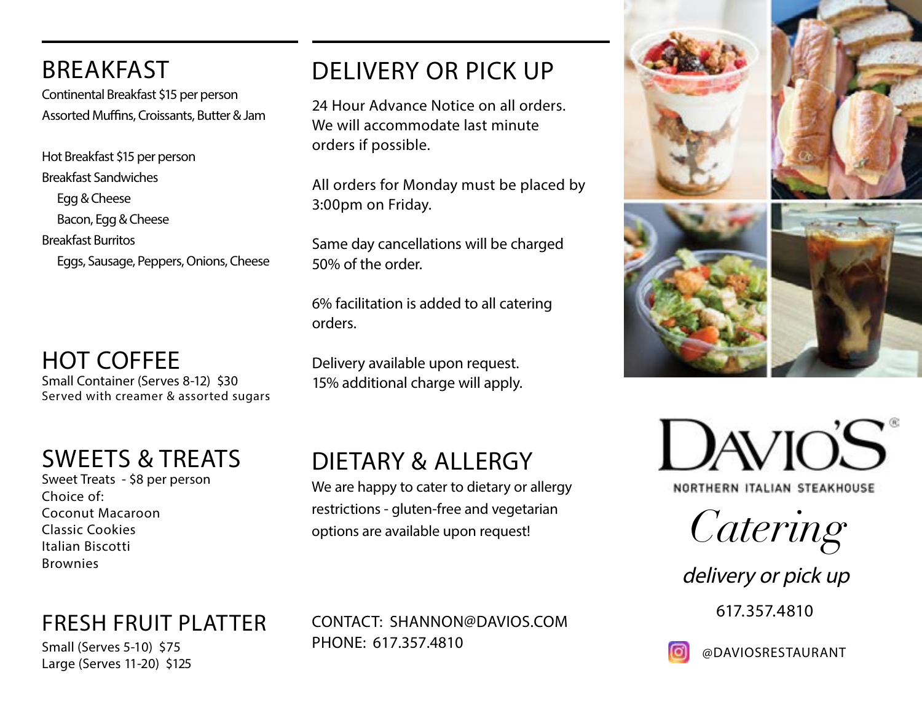## BREAKFAST

Continental Breakfast $15 per person
Assorted Muffins, Croissants, Butter & Jam

Hot Breakfast $15 per person
Breakfast Sandwiches
- Egg & Cheese
- Bacon, Egg & Cheese

Breakfast Burritos
- Eggs, Sausage, Peppers, Onions, Cheese

## HOT COFFEE

Small Container (Serves 8-12) $30
Served with creamer & assorted sugars

## SWEETS & TREATS

Sweet Treats - $8 per person
Choice of:
Coconut Macaroon
Classic Cookies
Italian Biscotti
Brownies

## FRESH FRUIT PLATTER

Small (Serves 5-10) $75
Large (Serves 11-20) $125

## DELIVERY OR PICK UP

24 Hour Advance Notice on all orders. We will accommodate last minute orders if possible.

All orders for Monday must be placed by 3:00pm on Friday.

Same day cancellations will be charged 50% of the order.

6% facilitation is added to all catering orders.

Delivery available upon request. 15% additional charge will apply.

## DIETARY & ALLERGY

We are happy to cater to dietary or allergy restrictions - gluten-free and vegetarian options are available upon request!

CONTACT: SHANNON@DAVIOS.COM
PHONE: 617.357.4810

# DAVIO'S®

NORTHERN ITALIAN STEAKHOUSE

*Catering*

*delivery or pick up*

617.357.4810

@DAVIOSRESTAURANT